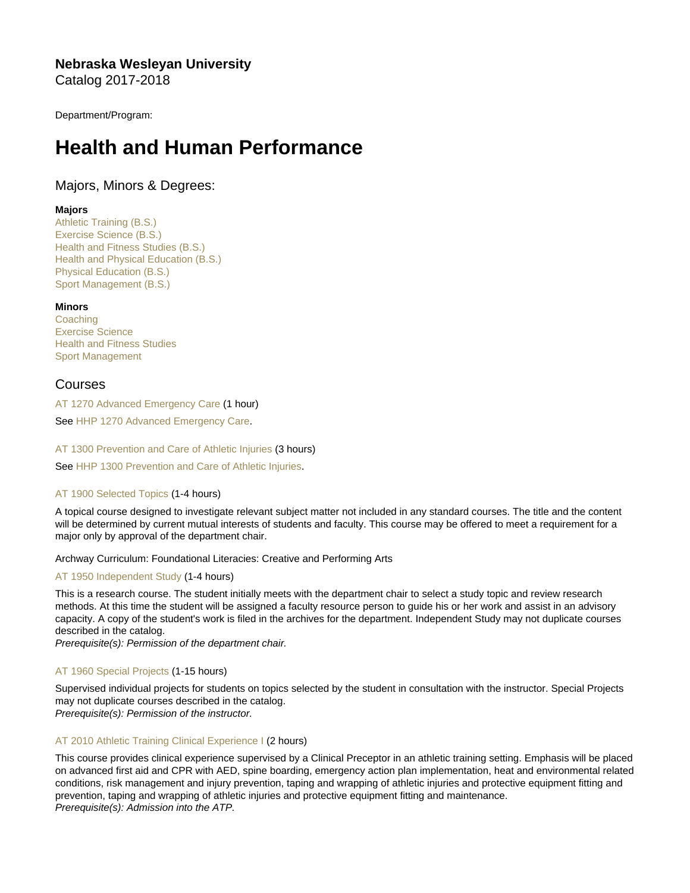**Nebraska Wesleyan University**
Catalog 2017-2018

Department/Program:

# Health and Human Performance

## Majors, Minors & Degrees:

**Majors**
Athletic Training (B.S.)
Exercise Science (B.S.)
Health and Fitness Studies (B.S.)
Health and Physical Education (B.S.)
Physical Education (B.S.)
Sport Management (B.S.)

**Minors**
Coaching
Exercise Science
Health and Fitness Studies
Sport Management

## Courses

AT 1270 Advanced Emergency Care (1 hour)

See HHP 1270 Advanced Emergency Care.

AT 1300 Prevention and Care of Athletic Injuries (3 hours)

See HHP 1300 Prevention and Care of Athletic Injuries.

AT 1900 Selected Topics (1-4 hours)

A topical course designed to investigate relevant subject matter not included in any standard courses. The title and the content will be determined by current mutual interests of students and faculty. This course may be offered to meet a requirement for a major only by approval of the department chair.

Archway Curriculum: Foundational Literacies: Creative and Performing Arts

AT 1950 Independent Study (1-4 hours)

This is a research course. The student initially meets with the department chair to select a study topic and review research methods. At this time the student will be assigned a faculty resource person to guide his or her work and assist in an advisory capacity. A copy of the student's work is filed in the archives for the department. Independent Study may not duplicate courses described in the catalog.
*Prerequisite(s): Permission of the department chair.*

AT 1960 Special Projects (1-15 hours)

Supervised individual projects for students on topics selected by the student in consultation with the instructor. Special Projects may not duplicate courses described in the catalog.
*Prerequisite(s): Permission of the instructor.*

AT 2010 Athletic Training Clinical Experience I (2 hours)

This course provides clinical experience supervised by a Clinical Preceptor in an athletic training setting. Emphasis will be placed on advanced first aid and CPR with AED, spine boarding, emergency action plan implementation, heat and environmental related conditions, risk management and injury prevention, taping and wrapping of athletic injuries and protective equipment fitting and prevention, taping and wrapping of athletic injuries and protective equipment fitting and maintenance.
*Prerequisite(s): Admission into the ATP.*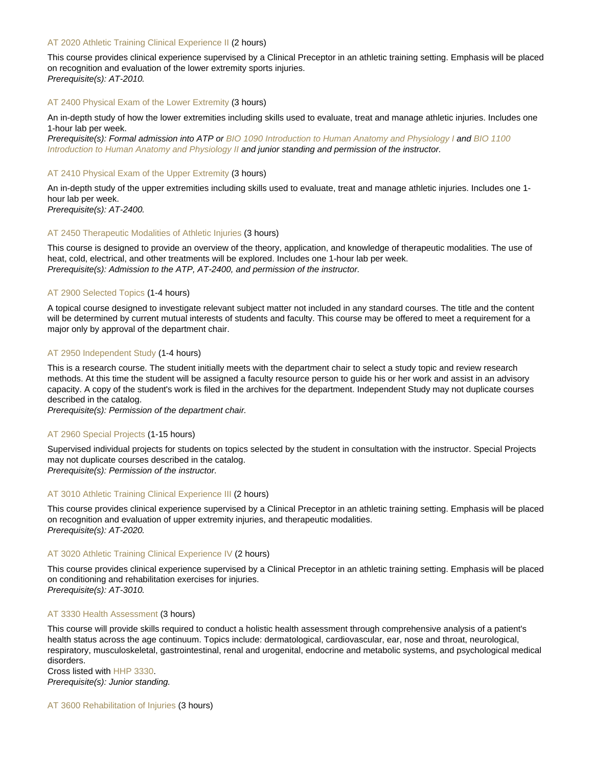AT 2020 Athletic Training Clinical Experience II (2 hours)

This course provides clinical experience supervised by a Clinical Preceptor in an athletic training setting. Emphasis will be placed on recognition and evaluation of the lower extremity sports injuries.
*Prerequisite(s): AT-2010.*

AT 2400 Physical Exam of the Lower Extremity (3 hours)

An in-depth study of how the lower extremities including skills used to evaluate, treat and manage athletic injuries. Includes one 1-hour lab per week.
*Prerequisite(s): Formal admission into ATP or BIO 1090 Introduction to Human Anatomy and Physiology I and BIO 1100 Introduction to Human Anatomy and Physiology II and junior standing and permission of the instructor.*

AT 2410 Physical Exam of the Upper Extremity (3 hours)

An in-depth study of the upper extremities including skills used to evaluate, treat and manage athletic injuries. Includes one 1-hour lab per week.
*Prerequisite(s): AT-2400.*

AT 2450 Therapeutic Modalities of Athletic Injuries (3 hours)

This course is designed to provide an overview of the theory, application, and knowledge of therapeutic modalities. The use of heat, cold, electrical, and other treatments will be explored. Includes one 1-hour lab per week.
*Prerequisite(s): Admission to the ATP, AT-2400, and permission of the instructor.*

AT 2900 Selected Topics (1-4 hours)

A topical course designed to investigate relevant subject matter not included in any standard courses. The title and the content will be determined by current mutual interests of students and faculty. This course may be offered to meet a requirement for a major only by approval of the department chair.

AT 2950 Independent Study (1-4 hours)

This is a research course. The student initially meets with the department chair to select a study topic and review research methods. At this time the student will be assigned a faculty resource person to guide his or her work and assist in an advisory capacity. A copy of the student's work is filed in the archives for the department. Independent Study may not duplicate courses described in the catalog.
*Prerequisite(s): Permission of the department chair.*

AT 2960 Special Projects (1-15 hours)

Supervised individual projects for students on topics selected by the student in consultation with the instructor. Special Projects may not duplicate courses described in the catalog.
*Prerequisite(s): Permission of the instructor.*

AT 3010 Athletic Training Clinical Experience III (2 hours)

This course provides clinical experience supervised by a Clinical Preceptor in an athletic training setting. Emphasis will be placed on recognition and evaluation of upper extremity injuries, and therapeutic modalities.
*Prerequisite(s): AT-2020.*

AT 3020 Athletic Training Clinical Experience IV (2 hours)

This course provides clinical experience supervised by a Clinical Preceptor in an athletic training setting. Emphasis will be placed on conditioning and rehabilitation exercises for injuries.
*Prerequisite(s): AT-3010.*

AT 3330 Health Assessment (3 hours)

This course will provide skills required to conduct a holistic health assessment through comprehensive analysis of a patient's health status across the age continuum. Topics include: dermatological, cardiovascular, ear, nose and throat, neurological, respiratory, musculoskeletal, gastrointestinal, renal and urogenital, endocrine and metabolic systems, and psychological medical disorders.
Cross listed with HHP 3330.
*Prerequisite(s): Junior standing.*

AT 3600 Rehabilitation of Injuries (3 hours)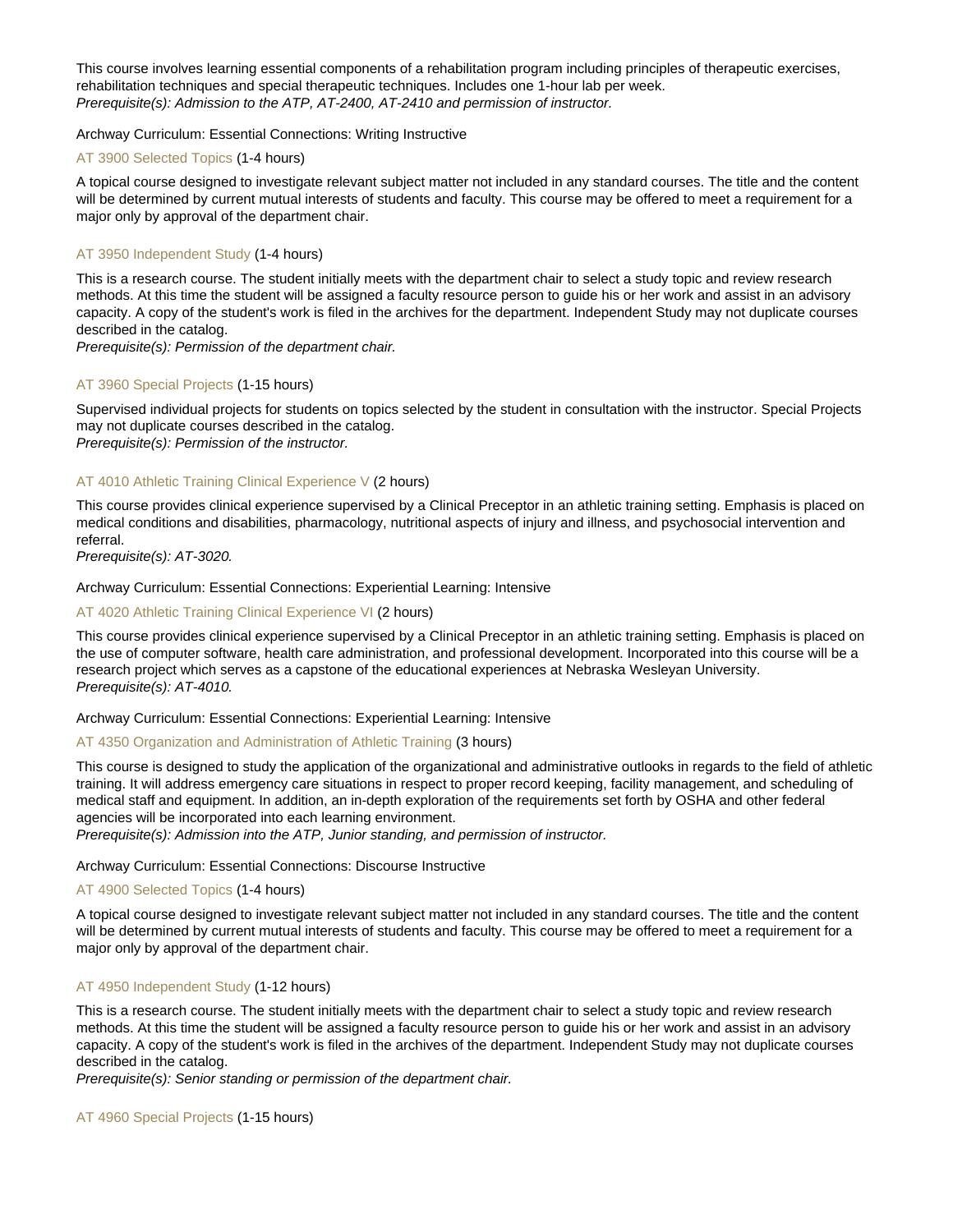This course involves learning essential components of a rehabilitation program including principles of therapeutic exercises, rehabilitation techniques and special therapeutic techniques. Includes one 1-hour lab per week.
*Prerequisite(s): Admission to the ATP, AT-2400, AT-2410 and permission of instructor.*

Archway Curriculum: Essential Connections: Writing Instructive

### AT 3900 Selected Topics (1-4 hours)

A topical course designed to investigate relevant subject matter not included in any standard courses. The title and the content will be determined by current mutual interests of students and faculty. This course may be offered to meet a requirement for a major only by approval of the department chair.

### AT 3950 Independent Study (1-4 hours)

This is a research course. The student initially meets with the department chair to select a study topic and review research methods. At this time the student will be assigned a faculty resource person to guide his or her work and assist in an advisory capacity. A copy of the student's work is filed in the archives for the department. Independent Study may not duplicate courses described in the catalog.
*Prerequisite(s): Permission of the department chair.*

### AT 3960 Special Projects (1-15 hours)

Supervised individual projects for students on topics selected by the student in consultation with the instructor. Special Projects may not duplicate courses described in the catalog.
*Prerequisite(s): Permission of the instructor.*

### AT 4010 Athletic Training Clinical Experience V (2 hours)

This course provides clinical experience supervised by a Clinical Preceptor in an athletic training setting. Emphasis is placed on medical conditions and disabilities, pharmacology, nutritional aspects of injury and illness, and psychosocial intervention and referral.
*Prerequisite(s): AT-3020.*

Archway Curriculum: Essential Connections: Experiential Learning: Intensive

### AT 4020 Athletic Training Clinical Experience VI (2 hours)

This course provides clinical experience supervised by a Clinical Preceptor in an athletic training setting. Emphasis is placed on the use of computer software, health care administration, and professional development. Incorporated into this course will be a research project which serves as a capstone of the educational experiences at Nebraska Wesleyan University.
*Prerequisite(s): AT-4010.*

Archway Curriculum: Essential Connections: Experiential Learning: Intensive

### AT 4350 Organization and Administration of Athletic Training (3 hours)

This course is designed to study the application of the organizational and administrative outlooks in regards to the field of athletic training. It will address emergency care situations in respect to proper record keeping, facility management, and scheduling of medical staff and equipment. In addition, an in-depth exploration of the requirements set forth by OSHA and other federal agencies will be incorporated into each learning environment.
*Prerequisite(s): Admission into the ATP, Junior standing, and permission of instructor.*

Archway Curriculum: Essential Connections: Discourse Instructive

### AT 4900 Selected Topics (1-4 hours)

A topical course designed to investigate relevant subject matter not included in any standard courses. The title and the content will be determined by current mutual interests of students and faculty. This course may be offered to meet a requirement for a major only by approval of the department chair.

### AT 4950 Independent Study (1-12 hours)

This is a research course. The student initially meets with the department chair to select a study topic and review research methods. At this time the student will be assigned a faculty resource person to guide his or her work and assist in an advisory capacity. A copy of the student's work is filed in the archives of the department. Independent Study may not duplicate courses described in the catalog.
*Prerequisite(s): Senior standing or permission of the department chair.*

### AT 4960 Special Projects (1-15 hours)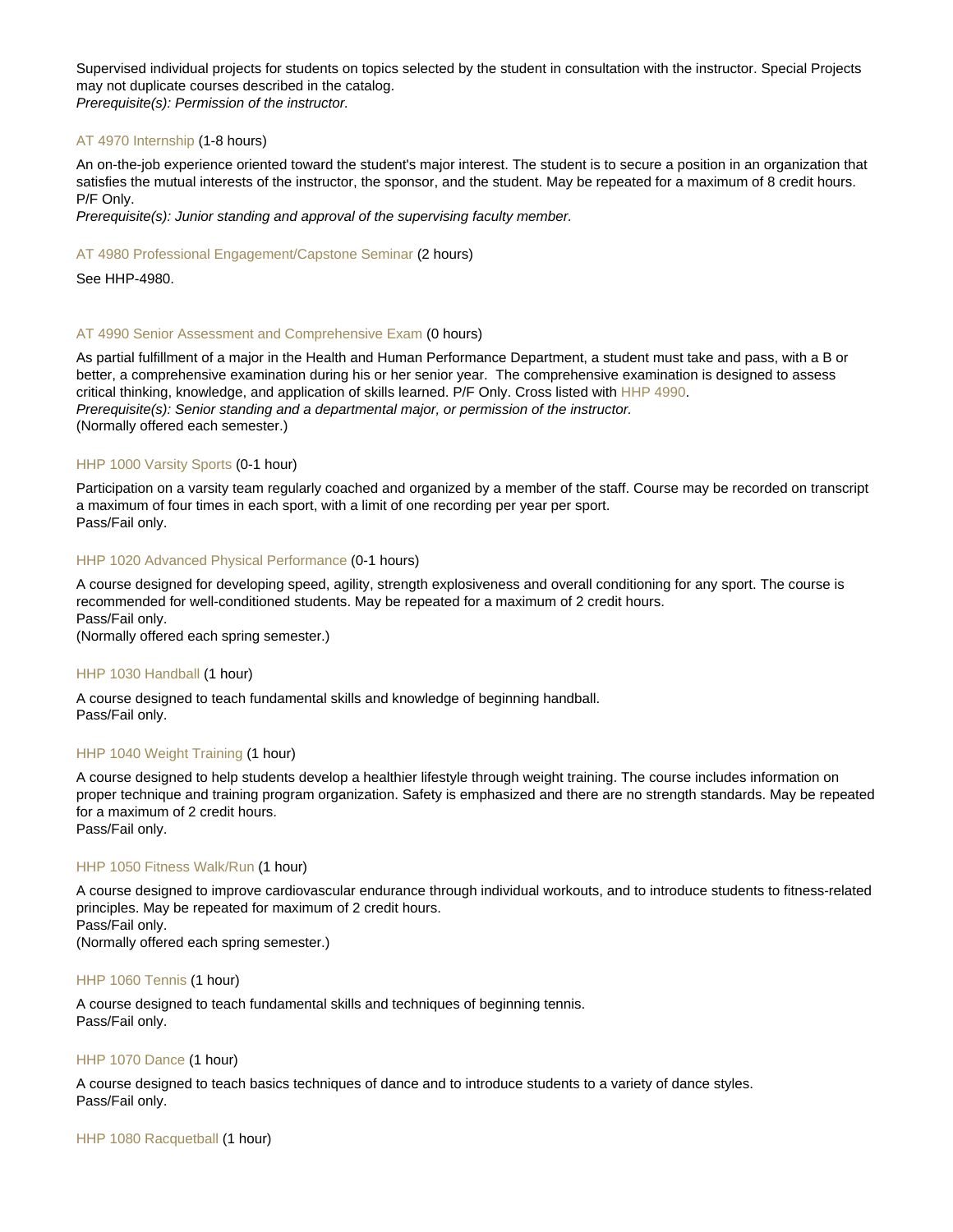Supervised individual projects for students on topics selected by the student in consultation with the instructor. Special Projects may not duplicate courses described in the catalog.
*Prerequisite(s): Permission of the instructor.*

### AT 4970 Internship (1-8 hours)

An on-the-job experience oriented toward the student's major interest. The student is to secure a position in an organization that satisfies the mutual interests of the instructor, the sponsor, and the student. May be repeated for a maximum of 8 credit hours. P/F Only.
*Prerequisite(s): Junior standing and approval of the supervising faculty member.*

### AT 4980 Professional Engagement/Capstone Seminar (2 hours)

See HHP-4980.

### AT 4990 Senior Assessment and Comprehensive Exam (0 hours)

As partial fulfillment of a major in the Health and Human Performance Department, a student must take and pass, with a B or better, a comprehensive examination during his or her senior year. The comprehensive examination is designed to assess critical thinking, knowledge, and application of skills learned. P/F Only. Cross listed with HHP 4990.
*Prerequisite(s): Senior standing and a departmental major, or permission of the instructor.*
(Normally offered each semester.)

### HHP 1000 Varsity Sports (0-1 hour)

Participation on a varsity team regularly coached and organized by a member of the staff. Course may be recorded on transcript a maximum of four times in each sport, with a limit of one recording per year per sport.
Pass/Fail only.

### HHP 1020 Advanced Physical Performance (0-1 hours)

A course designed for developing speed, agility, strength explosiveness and overall conditioning for any sport. The course is recommended for well-conditioned students. May be repeated for a maximum of 2 credit hours.
Pass/Fail only.
(Normally offered each spring semester.)

### HHP 1030 Handball (1 hour)

A course designed to teach fundamental skills and knowledge of beginning handball.
Pass/Fail only.

### HHP 1040 Weight Training (1 hour)

A course designed to help students develop a healthier lifestyle through weight training. The course includes information on proper technique and training program organization. Safety is emphasized and there are no strength standards. May be repeated for a maximum of 2 credit hours.
Pass/Fail only.

### HHP 1050 Fitness Walk/Run (1 hour)

A course designed to improve cardiovascular endurance through individual workouts, and to introduce students to fitness-related principles. May be repeated for maximum of 2 credit hours.
Pass/Fail only.
(Normally offered each spring semester.)

### HHP 1060 Tennis (1 hour)

A course designed to teach fundamental skills and techniques of beginning tennis.
Pass/Fail only.

### HHP 1070 Dance (1 hour)

A course designed to teach basics techniques of dance and to introduce students to a variety of dance styles.
Pass/Fail only.

### HHP 1080 Racquetball (1 hour)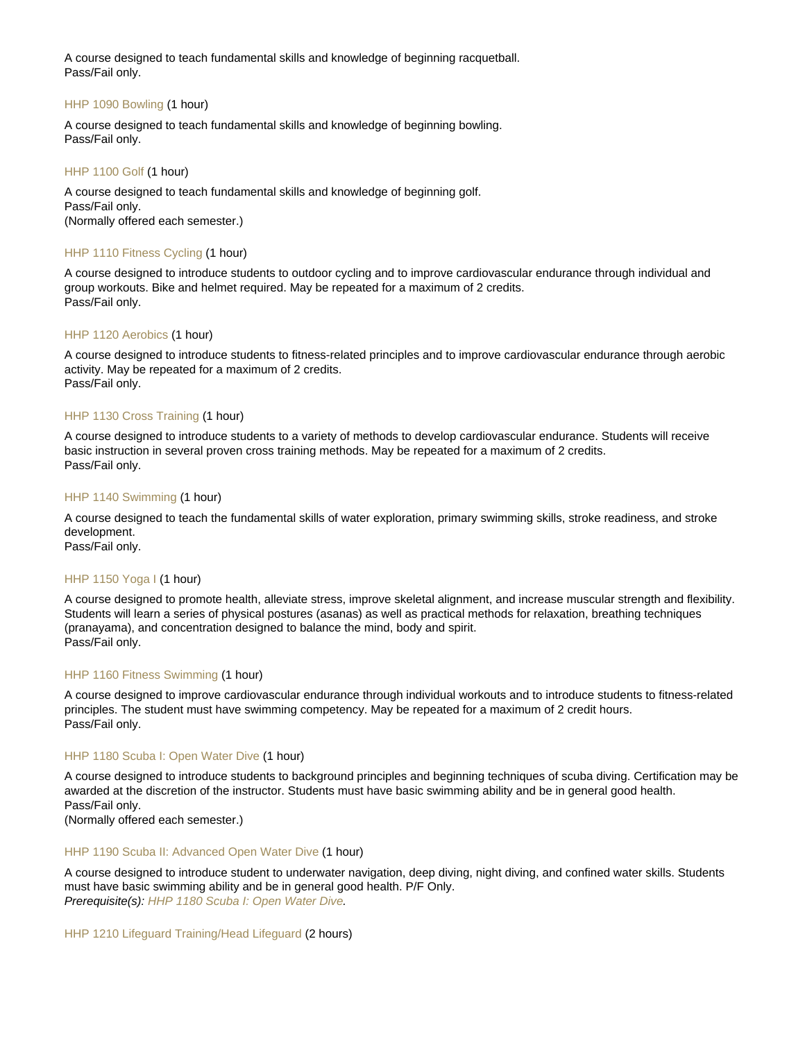A course designed to teach fundamental skills and knowledge of beginning racquetball.
Pass/Fail only.

### HHP 1090 Bowling (1 hour)

A course designed to teach fundamental skills and knowledge of beginning bowling.
Pass/Fail only.

### HHP 1100 Golf (1 hour)

A course designed to teach fundamental skills and knowledge of beginning golf.
Pass/Fail only.
(Normally offered each semester.)

### HHP 1110 Fitness Cycling (1 hour)

A course designed to introduce students to outdoor cycling and to improve cardiovascular endurance through individual and group workouts. Bike and helmet required. May be repeated for a maximum of 2 credits.
Pass/Fail only.

### HHP 1120 Aerobics (1 hour)

A course designed to introduce students to fitness-related principles and to improve cardiovascular endurance through aerobic activity. May be repeated for a maximum of 2 credits.
Pass/Fail only.

### HHP 1130 Cross Training (1 hour)

A course designed to introduce students to a variety of methods to develop cardiovascular endurance. Students will receive basic instruction in several proven cross training methods. May be repeated for a maximum of 2 credits.
Pass/Fail only.

### HHP 1140 Swimming (1 hour)

A course designed to teach the fundamental skills of water exploration, primary swimming skills, stroke readiness, and stroke development.
Pass/Fail only.

### HHP 1150 Yoga I (1 hour)

A course designed to promote health, alleviate stress, improve skeletal alignment, and increase muscular strength and flexibility. Students will learn a series of physical postures (asanas) as well as practical methods for relaxation, breathing techniques (pranayama), and concentration designed to balance the mind, body and spirit.
Pass/Fail only.

### HHP 1160 Fitness Swimming (1 hour)

A course designed to improve cardiovascular endurance through individual workouts and to introduce students to fitness-related principles. The student must have swimming competency. May be repeated for a maximum of 2 credit hours.
Pass/Fail only.

### HHP 1180 Scuba I: Open Water Dive (1 hour)

A course designed to introduce students to background principles and beginning techniques of scuba diving. Certification may be awarded at the discretion of the instructor. Students must have basic swimming ability and be in general good health.
Pass/Fail only.
(Normally offered each semester.)

### HHP 1190 Scuba II: Advanced Open Water Dive (1 hour)

A course designed to introduce student to underwater navigation, deep diving, night diving, and confined water skills. Students must have basic swimming ability and be in general good health. P/F Only.
*Prerequisite(s): HHP 1180 Scuba I: Open Water Dive.*

### HHP 1210 Lifeguard Training/Head Lifeguard (2 hours)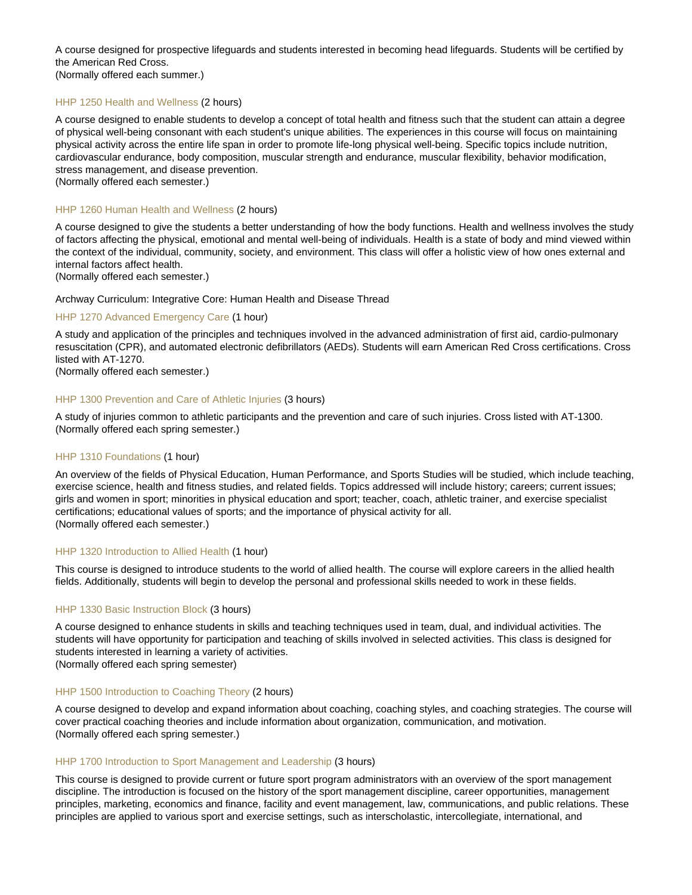A course designed for prospective lifeguards and students interested in becoming head lifeguards. Students will be certified by the American Red Cross.
(Normally offered each summer.)

### HHP 1250 Health and Wellness (2 hours)

A course designed to enable students to develop a concept of total health and fitness such that the student can attain a degree of physical well-being consonant with each student's unique abilities. The experiences in this course will focus on maintaining physical activity across the entire life span in order to promote life-long physical well-being. Specific topics include nutrition, cardiovascular endurance, body composition, muscular strength and endurance, muscular flexibility, behavior modification, stress management, and disease prevention.
(Normally offered each semester.)

### HHP 1260 Human Health and Wellness (2 hours)

A course designed to give the students a better understanding of how the body functions. Health and wellness involves the study of factors affecting the physical, emotional and mental well-being of individuals. Health is a state of body and mind viewed within the context of the individual, community, society, and environment. This class will offer a holistic view of how ones external and internal factors affect health.
(Normally offered each semester.)

Archway Curriculum: Integrative Core: Human Health and Disease Thread

### HHP 1270 Advanced Emergency Care (1 hour)

A study and application of the principles and techniques involved in the advanced administration of first aid, cardio-pulmonary resuscitation (CPR), and automated electronic defibrillators (AEDs). Students will earn American Red Cross certifications. Cross listed with AT-1270.
(Normally offered each semester.)

### HHP 1300 Prevention and Care of Athletic Injuries (3 hours)

A study of injuries common to athletic participants and the prevention and care of such injuries. Cross listed with AT-1300.
(Normally offered each spring semester.)

### HHP 1310 Foundations (1 hour)

An overview of the fields of Physical Education, Human Performance, and Sports Studies will be studied, which include teaching, exercise science, health and fitness studies, and related fields. Topics addressed will include history; careers; current issues; girls and women in sport; minorities in physical education and sport; teacher, coach, athletic trainer, and exercise specialist certifications; educational values of sports; and the importance of physical activity for all.
(Normally offered each semester.)

### HHP 1320 Introduction to Allied Health (1 hour)

This course is designed to introduce students to the world of allied health. The course will explore careers in the allied health fields. Additionally, students will begin to develop the personal and professional skills needed to work in these fields.

### HHP 1330 Basic Instruction Block (3 hours)

A course designed to enhance students in skills and teaching techniques used in team, dual, and individual activities. The students will have opportunity for participation and teaching of skills involved in selected activities. This class is designed for students interested in learning a variety of activities.
(Normally offered each spring semester)

### HHP 1500 Introduction to Coaching Theory (2 hours)

A course designed to develop and expand information about coaching, coaching styles, and coaching strategies. The course will cover practical coaching theories and include information about organization, communication, and motivation.
(Normally offered each spring semester.)

### HHP 1700 Introduction to Sport Management and Leadership (3 hours)

This course is designed to provide current or future sport program administrators with an overview of the sport management discipline. The introduction is focused on the history of the sport management discipline, career opportunities, management principles, marketing, economics and finance, facility and event management, law, communications, and public relations. These principles are applied to various sport and exercise settings, such as interscholastic, intercollegiate, international, and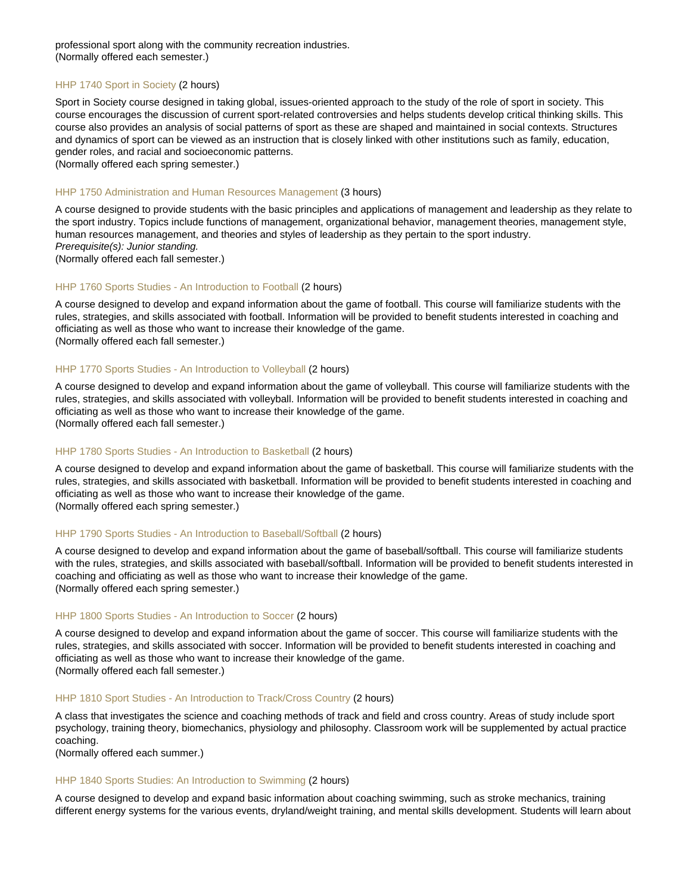professional sport along with the community recreation industries.
(Normally offered each semester.)

### HHP 1740 Sport in Society (2 hours)

Sport in Society course designed in taking global, issues-oriented approach to the study of the role of sport in society. This course encourages the discussion of current sport-related controversies and helps students develop critical thinking skills. This course also provides an analysis of social patterns of sport as these are shaped and maintained in social contexts. Structures and dynamics of sport can be viewed as an instruction that is closely linked with other institutions such as family, education, gender roles, and racial and socioeconomic patterns.
(Normally offered each spring semester.)

### HHP 1750 Administration and Human Resources Management (3 hours)

A course designed to provide students with the basic principles and applications of management and leadership as they relate to the sport industry. Topics include functions of management, organizational behavior, management theories, management style, human resources management, and theories and styles of leadership as they pertain to the sport industry.
*Prerequisite(s): Junior standing.*
(Normally offered each fall semester.)

### HHP 1760 Sports Studies - An Introduction to Football (2 hours)

A course designed to develop and expand information about the game of football. This course will familiarize students with the rules, strategies, and skills associated with football. Information will be provided to benefit students interested in coaching and officiating as well as those who want to increase their knowledge of the game.
(Normally offered each fall semester.)

### HHP 1770 Sports Studies - An Introduction to Volleyball (2 hours)

A course designed to develop and expand information about the game of volleyball. This course will familiarize students with the rules, strategies, and skills associated with volleyball. Information will be provided to benefit students interested in coaching and officiating as well as those who want to increase their knowledge of the game.
(Normally offered each fall semester.)

### HHP 1780 Sports Studies - An Introduction to Basketball (2 hours)

A course designed to develop and expand information about the game of basketball. This course will familiarize students with the rules, strategies, and skills associated with basketball. Information will be provided to benefit students interested in coaching and officiating as well as those who want to increase their knowledge of the game.
(Normally offered each spring semester.)

### HHP 1790 Sports Studies - An Introduction to Baseball/Softball (2 hours)

A course designed to develop and expand information about the game of baseball/softball. This course will familiarize students with the rules, strategies, and skills associated with baseball/softball. Information will be provided to benefit students interested in coaching and officiating as well as those who want to increase their knowledge of the game.
(Normally offered each spring semester.)

### HHP 1800 Sports Studies - An Introduction to Soccer (2 hours)

A course designed to develop and expand information about the game of soccer. This course will familiarize students with the rules, strategies, and skills associated with soccer. Information will be provided to benefit students interested in coaching and officiating as well as those who want to increase their knowledge of the game.
(Normally offered each fall semester.)

### HHP 1810 Sport Studies - An Introduction to Track/Cross Country (2 hours)

A class that investigates the science and coaching methods of track and field and cross country. Areas of study include sport psychology, training theory, biomechanics, physiology and philosophy. Classroom work will be supplemented by actual practice coaching.
(Normally offered each summer.)

### HHP 1840 Sports Studies: An Introduction to Swimming (2 hours)

A course designed to develop and expand basic information about coaching swimming, such as stroke mechanics, training different energy systems for the various events, dryland/weight training, and mental skills development. Students will learn about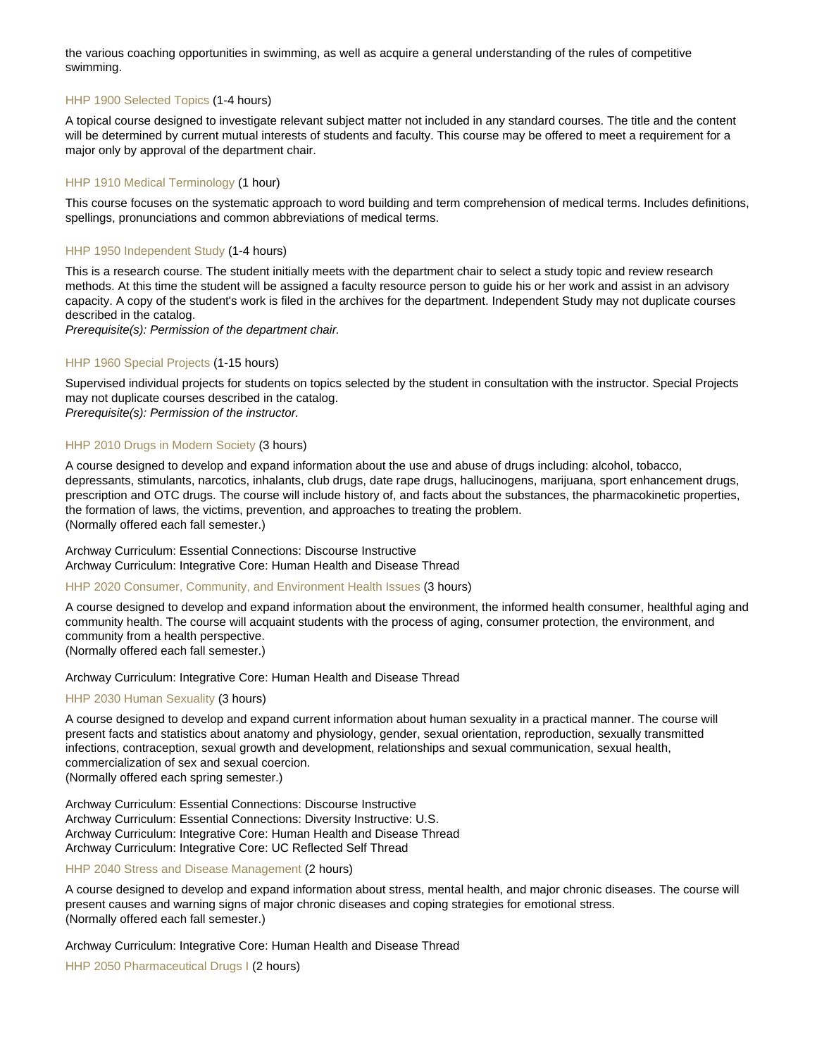the various coaching opportunities in swimming, as well as acquire a general understanding of the rules of competitive swimming.

### HHP 1900 Selected Topics (1-4 hours)

A topical course designed to investigate relevant subject matter not included in any standard courses. The title and the content will be determined by current mutual interests of students and faculty. This course may be offered to meet a requirement for a major only by approval of the department chair.

### HHP 1910 Medical Terminology (1 hour)

This course focuses on the systematic approach to word building and term comprehension of medical terms. Includes definitions, spellings, pronunciations and common abbreviations of medical terms.

### HHP 1950 Independent Study (1-4 hours)

This is a research course. The student initially meets with the department chair to select a study topic and review research methods. At this time the student will be assigned a faculty resource person to guide his or her work and assist in an advisory capacity. A copy of the student's work is filed in the archives for the department. Independent Study may not duplicate courses described in the catalog.
*Prerequisite(s): Permission of the department chair.*

### HHP 1960 Special Projects (1-15 hours)

Supervised individual projects for students on topics selected by the student in consultation with the instructor. Special Projects may not duplicate courses described in the catalog.
*Prerequisite(s): Permission of the instructor.*

### HHP 2010 Drugs in Modern Society (3 hours)

A course designed to develop and expand information about the use and abuse of drugs including: alcohol, tobacco, depressants, stimulants, narcotics, inhalants, club drugs, date rape drugs, hallucinogens, marijuana, sport enhancement drugs, prescription and OTC drugs. The course will include history of, and facts about the substances, the pharmacokinetic properties, the formation of laws, the victims, prevention, and approaches to treating the problem.
(Normally offered each fall semester.)

Archway Curriculum: Essential Connections: Discourse Instructive
Archway Curriculum: Integrative Core: Human Health and Disease Thread

### HHP 2020 Consumer, Community, and Environment Health Issues (3 hours)

A course designed to develop and expand information about the environment, the informed health consumer, healthful aging and community health. The course will acquaint students with the process of aging, consumer protection, the environment, and community from a health perspective.
(Normally offered each fall semester.)

Archway Curriculum: Integrative Core: Human Health and Disease Thread

### HHP 2030 Human Sexuality (3 hours)

A course designed to develop and expand current information about human sexuality in a practical manner. The course will present facts and statistics about anatomy and physiology, gender, sexual orientation, reproduction, sexually transmitted infections, contraception, sexual growth and development, relationships and sexual communication, sexual health, commercialization of sex and sexual coercion.
(Normally offered each spring semester.)

Archway Curriculum: Essential Connections: Discourse Instructive
Archway Curriculum: Essential Connections: Diversity Instructive: U.S.
Archway Curriculum: Integrative Core: Human Health and Disease Thread
Archway Curriculum: Integrative Core: UC Reflected Self Thread

### HHP 2040 Stress and Disease Management (2 hours)

A course designed to develop and expand information about stress, mental health, and major chronic diseases. The course will present causes and warning signs of major chronic diseases and coping strategies for emotional stress.
(Normally offered each fall semester.)

Archway Curriculum: Integrative Core: Human Health and Disease Thread

### HHP 2050 Pharmaceutical Drugs I (2 hours)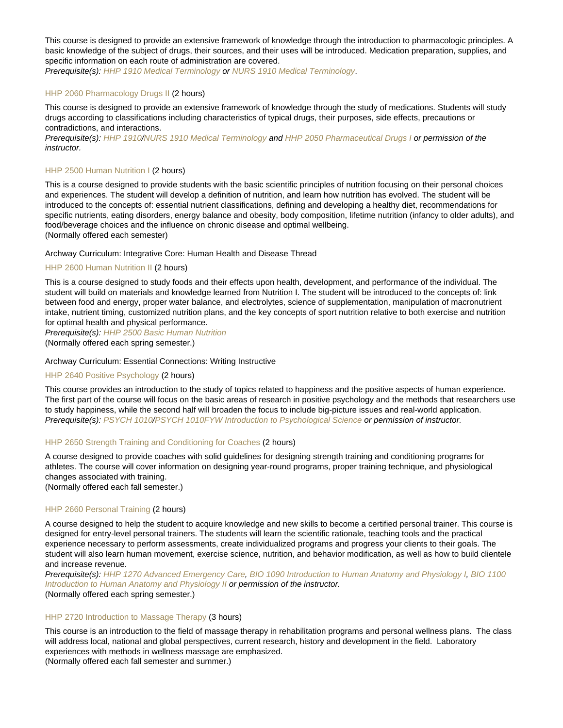This course is designed to provide an extensive framework of knowledge through the introduction to pharmacologic principles. A basic knowledge of the subject of drugs, their sources, and their uses will be introduced. Medication preparation, supplies, and specific information on each route of administration are covered.
*Prerequisite(s): HHP 1910 Medical Terminology or NURS 1910 Medical Terminology.*

### HHP 2060 Pharmacology Drugs II (2 hours)

This course is designed to provide an extensive framework of knowledge through the study of medications. Students will study drugs according to classifications including characteristics of typical drugs, their purposes, side effects, precautions or contradictions, and interactions.
*Prerequisite(s): HHP 1910/NURS 1910 Medical Terminology and HHP 2050 Pharmaceutical Drugs I or permission of the instructor.*

### HHP 2500 Human Nutrition I (2 hours)

This is a course designed to provide students with the basic scientific principles of nutrition focusing on their personal choices and experiences. The student will develop a definition of nutrition, and learn how nutrition has evolved. The student will be introduced to the concepts of: essential nutrient classifications, defining and developing a healthy diet, recommendations for specific nutrients, eating disorders, energy balance and obesity, body composition, lifetime nutrition (infancy to older adults), and food/beverage choices and the influence on chronic disease and optimal wellbeing.
(Normally offered each semester)

Archway Curriculum: Integrative Core: Human Health and Disease Thread

### HHP 2600 Human Nutrition II (2 hours)

This is a course designed to study foods and their effects upon health, development, and performance of the individual. The student will build on materials and knowledge learned from Nutrition I. The student will be introduced to the concepts of: link between food and energy, proper water balance, and electrolytes, science of supplementation, manipulation of macronutrient intake, nutrient timing, customized nutrition plans, and the key concepts of sport nutrition relative to both exercise and nutrition for optimal health and physical performance.
*Prerequisite(s): HHP 2500 Basic Human Nutrition*
(Normally offered each spring semester.)

Archway Curriculum: Essential Connections: Writing Instructive

### HHP 2640 Positive Psychology (2 hours)

This course provides an introduction to the study of topics related to happiness and the positive aspects of human experience. The first part of the course will focus on the basic areas of research in positive psychology and the methods that researchers use to study happiness, while the second half will broaden the focus to include big-picture issues and real-world application.
*Prerequisite(s): PSYCH 1010/PSYCH 1010FYW Introduction to Psychological Science or permission of instructor.*

### HHP 2650 Strength Training and Conditioning for Coaches (2 hours)

A course designed to provide coaches with solid guidelines for designing strength training and conditioning programs for athletes. The course will cover information on designing year-round programs, proper training technique, and physiological changes associated with training.
(Normally offered each fall semester.)

### HHP 2660 Personal Training (2 hours)

A course designed to help the student to acquire knowledge and new skills to become a certified personal trainer. This course is designed for entry-level personal trainers. The students will learn the scientific rationale, teaching tools and the practical experience necessary to perform assessments, create individualized programs and progress your clients to their goals. The student will also learn human movement, exercise science, nutrition, and behavior modification, as well as how to build clientele and increase revenue.
*Prerequisite(s): HHP 1270 Advanced Emergency Care, BIO 1090 Introduction to Human Anatomy and Physiology I, BIO 1100 Introduction to Human Anatomy and Physiology II or permission of the instructor.*
(Normally offered each spring semester.)

### HHP 2720 Introduction to Massage Therapy (3 hours)

This course is an introduction to the field of massage therapy in rehabilitation programs and personal wellness plans. The class will address local, national and global perspectives, current research, history and development in the field. Laboratory experiences with methods in wellness massage are emphasized.
(Normally offered each fall semester and summer.)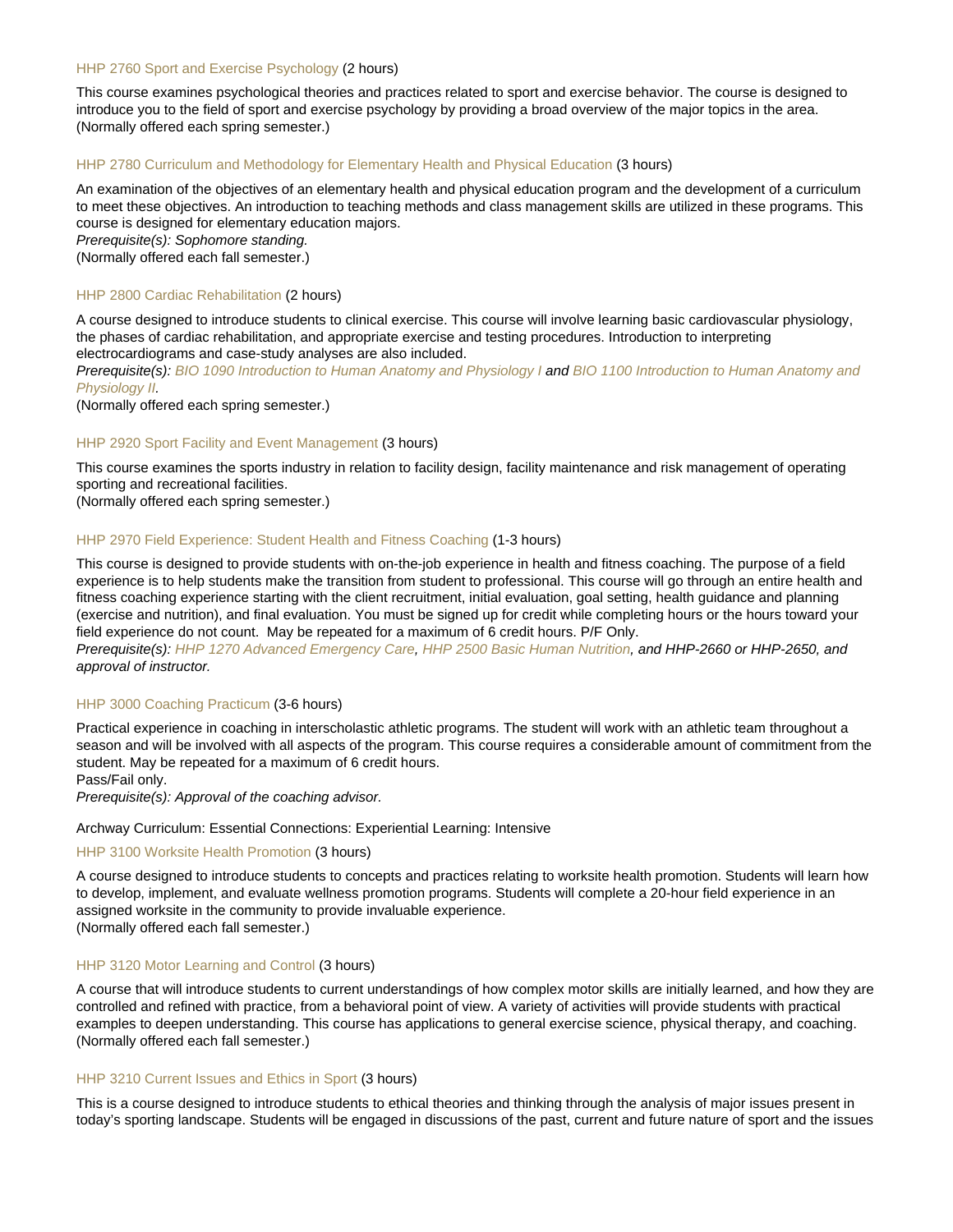HHP 2760 Sport and Exercise Psychology (2 hours)

This course examines psychological theories and practices related to sport and exercise behavior. The course is designed to introduce you to the field of sport and exercise psychology by providing a broad overview of the major topics in the area.
(Normally offered each spring semester.)

HHP 2780 Curriculum and Methodology for Elementary Health and Physical Education (3 hours)

An examination of the objectives of an elementary health and physical education program and the development of a curriculum to meet these objectives. An introduction to teaching methods and class management skills are utilized in these programs. This course is designed for elementary education majors.
*Prerequisite(s): Sophomore standing.*
(Normally offered each fall semester.)

HHP 2800 Cardiac Rehabilitation (2 hours)

A course designed to introduce students to clinical exercise. This course will involve learning basic cardiovascular physiology, the phases of cardiac rehabilitation, and appropriate exercise and testing procedures. Introduction to interpreting electrocardiograms and case-study analyses are also included.
*Prerequisite(s): BIO 1090 Introduction to Human Anatomy and Physiology I and BIO 1100 Introduction to Human Anatomy and Physiology II.*
(Normally offered each spring semester.)

HHP 2920 Sport Facility and Event Management (3 hours)

This course examines the sports industry in relation to facility design, facility maintenance and risk management of operating sporting and recreational facilities.
(Normally offered each spring semester.)

HHP 2970 Field Experience: Student Health and Fitness Coaching (1-3 hours)

This course is designed to provide students with on-the-job experience in health and fitness coaching. The purpose of a field experience is to help students make the transition from student to professional. This course will go through an entire health and fitness coaching experience starting with the client recruitment, initial evaluation, goal setting, health guidance and planning (exercise and nutrition), and final evaluation. You must be signed up for credit while completing hours or the hours toward your field experience do not count. May be repeated for a maximum of 6 credit hours. P/F Only.
*Prerequisite(s): HHP 1270 Advanced Emergency Care, HHP 2500 Basic Human Nutrition, and HHP-2660 or HHP-2650, and approval of instructor.*

HHP 3000 Coaching Practicum (3-6 hours)

Practical experience in coaching in interscholastic athletic programs. The student will work with an athletic team throughout a season and will be involved with all aspects of the program. This course requires a considerable amount of commitment from the student. May be repeated for a maximum of 6 credit hours.
Pass/Fail only.
*Prerequisite(s): Approval of the coaching advisor.*

Archway Curriculum: Essential Connections: Experiential Learning: Intensive

HHP 3100 Worksite Health Promotion (3 hours)

A course designed to introduce students to concepts and practices relating to worksite health promotion. Students will learn how to develop, implement, and evaluate wellness promotion programs. Students will complete a 20-hour field experience in an assigned worksite in the community to provide invaluable experience.
(Normally offered each fall semester.)

HHP 3120 Motor Learning and Control (3 hours)

A course that will introduce students to current understandings of how complex motor skills are initially learned, and how they are controlled and refined with practice, from a behavioral point of view. A variety of activities will provide students with practical examples to deepen understanding. This course has applications to general exercise science, physical therapy, and coaching.
(Normally offered each fall semester.)

HHP 3210 Current Issues and Ethics in Sport (3 hours)

This is a course designed to introduce students to ethical theories and thinking through the analysis of major issues present in today's sporting landscape. Students will be engaged in discussions of the past, current and future nature of sport and the issues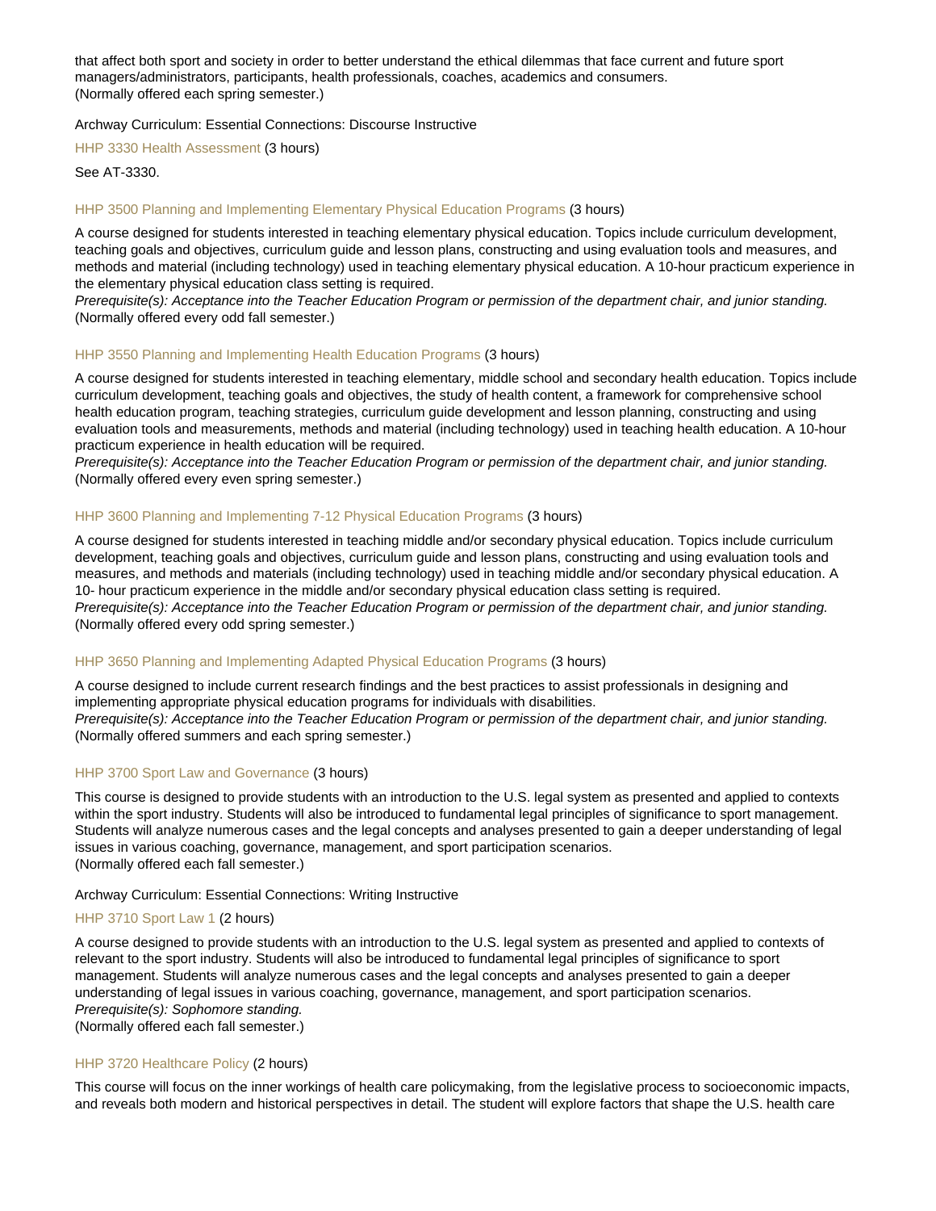that affect both sport and society in order to better understand the ethical dilemmas that face current and future sport managers/administrators, participants, health professionals, coaches, academics and consumers.
(Normally offered each spring semester.)

Archway Curriculum: Essential Connections: Discourse Instructive

### HHP 3330 Health Assessment (3 hours)

See AT-3330.

### HHP 3500 Planning and Implementing Elementary Physical Education Programs (3 hours)

A course designed for students interested in teaching elementary physical education. Topics include curriculum development, teaching goals and objectives, curriculum guide and lesson plans, constructing and using evaluation tools and measures, and methods and material (including technology) used in teaching elementary physical education. A 10-hour practicum experience in the elementary physical education class setting is required.
*Prerequisite(s): Acceptance into the Teacher Education Program or permission of the department chair, and junior standing.*
(Normally offered every odd fall semester.)

### HHP 3550 Planning and Implementing Health Education Programs (3 hours)

A course designed for students interested in teaching elementary, middle school and secondary health education. Topics include curriculum development, teaching goals and objectives, the study of health content, a framework for comprehensive school health education program, teaching strategies, curriculum guide development and lesson planning, constructing and using evaluation tools and measurements, methods and material (including technology) used in teaching health education. A 10-hour practicum experience in health education will be required.
*Prerequisite(s): Acceptance into the Teacher Education Program or permission of the department chair, and junior standing.*
(Normally offered every even spring semester.)

### HHP 3600 Planning and Implementing 7-12 Physical Education Programs (3 hours)

A course designed for students interested in teaching middle and/or secondary physical education. Topics include curriculum development, teaching goals and objectives, curriculum guide and lesson plans, constructing and using evaluation tools and measures, and methods and materials (including technology) used in teaching middle and/or secondary physical education. A 10- hour practicum experience in the middle and/or secondary physical education class setting is required.
*Prerequisite(s): Acceptance into the Teacher Education Program or permission of the department chair, and junior standing.*
(Normally offered every odd spring semester.)

### HHP 3650 Planning and Implementing Adapted Physical Education Programs (3 hours)

A course designed to include current research findings and the best practices to assist professionals in designing and implementing appropriate physical education programs for individuals with disabilities.
*Prerequisite(s): Acceptance into the Teacher Education Program or permission of the department chair, and junior standing.*
(Normally offered summers and each spring semester.)

### HHP 3700 Sport Law and Governance (3 hours)

This course is designed to provide students with an introduction to the U.S. legal system as presented and applied to contexts within the sport industry. Students will also be introduced to fundamental legal principles of significance to sport management. Students will analyze numerous cases and the legal concepts and analyses presented to gain a deeper understanding of legal issues in various coaching, governance, management, and sport participation scenarios.
(Normally offered each fall semester.)

Archway Curriculum: Essential Connections: Writing Instructive

### HHP 3710 Sport Law 1 (2 hours)

A course designed to provide students with an introduction to the U.S. legal system as presented and applied to contexts of relevant to the sport industry. Students will also be introduced to fundamental legal principles of significance to sport management. Students will analyze numerous cases and the legal concepts and analyses presented to gain a deeper understanding of legal issues in various coaching, governance, management, and sport participation scenarios.
*Prerequisite(s): Sophomore standing.*
(Normally offered each fall semester.)

### HHP 3720 Healthcare Policy (2 hours)

This course will focus on the inner workings of health care policymaking, from the legislative process to socioeconomic impacts, and reveals both modern and historical perspectives in detail. The student will explore factors that shape the U.S. health care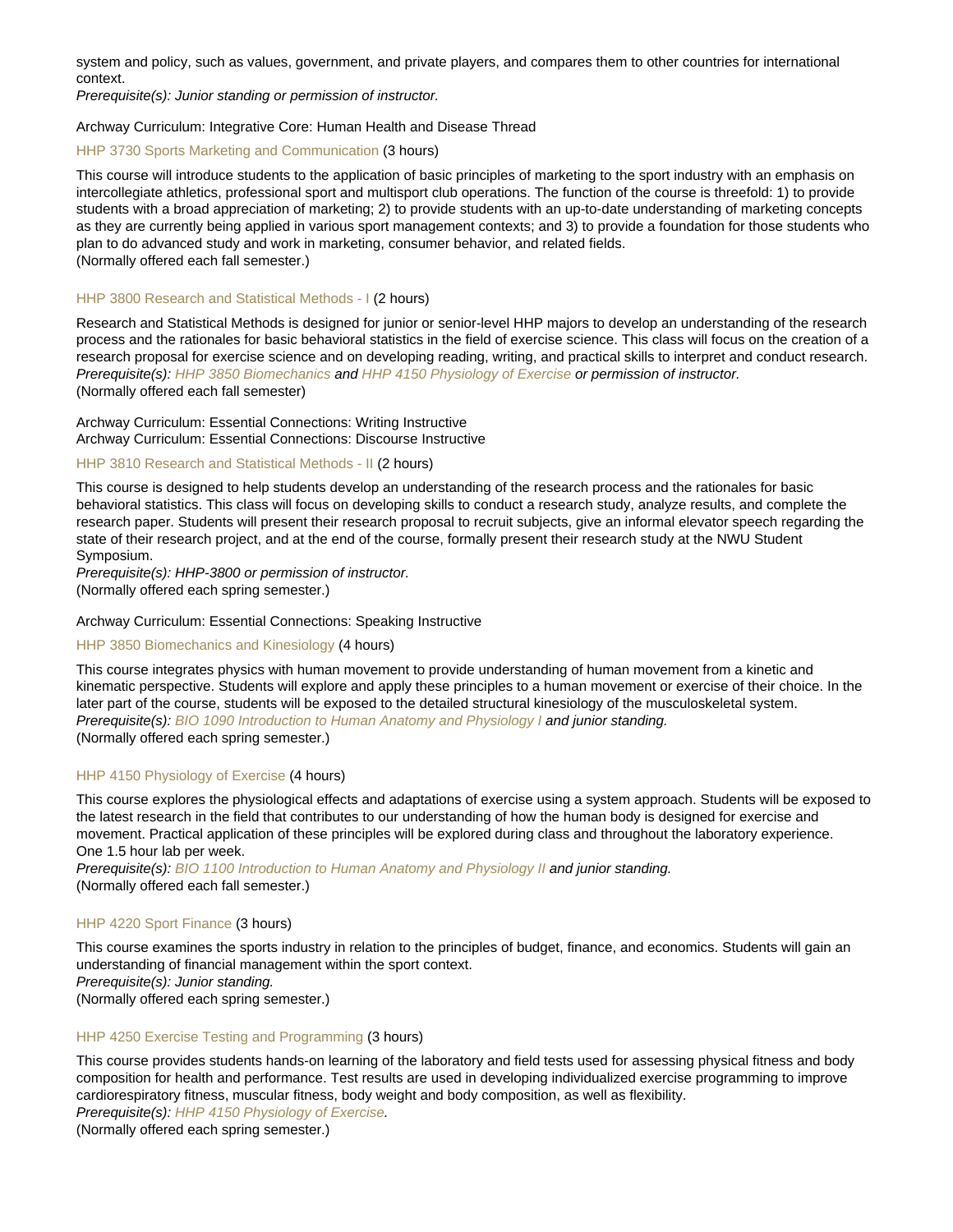system and policy, such as values, government, and private players, and compares them to other countries for international context.
*Prerequisite(s): Junior standing or permission of instructor.*

Archway Curriculum: Integrative Core: Human Health and Disease Thread

### HHP 3730 Sports Marketing and Communication (3 hours)

This course will introduce students to the application of basic principles of marketing to the sport industry with an emphasis on intercollegiate athletics, professional sport and multisport club operations. The function of the course is threefold: 1) to provide students with a broad appreciation of marketing; 2) to provide students with an up-to-date understanding of marketing concepts as they are currently being applied in various sport management contexts; and 3) to provide a foundation for those students who plan to do advanced study and work in marketing, consumer behavior, and related fields.
(Normally offered each fall semester.)

### HHP 3800 Research and Statistical Methods - I (2 hours)

Research and Statistical Methods is designed for junior or senior-level HHP majors to develop an understanding of the research process and the rationales for basic behavioral statistics in the field of exercise science. This class will focus on the creation of a research proposal for exercise science and on developing reading, writing, and practical skills to interpret and conduct research.
*Prerequisite(s): HHP 3850 Biomechanics and HHP 4150 Physiology of Exercise or permission of instructor.*
(Normally offered each fall semester)

Archway Curriculum: Essential Connections: Writing Instructive
Archway Curriculum: Essential Connections: Discourse Instructive

### HHP 3810 Research and Statistical Methods - II (2 hours)

This course is designed to help students develop an understanding of the research process and the rationales for basic behavioral statistics. This class will focus on developing skills to conduct a research study, analyze results, and complete the research paper. Students will present their research proposal to recruit subjects, give an informal elevator speech regarding the state of their research project, and at the end of the course, formally present their research study at the NWU Student Symposium.
*Prerequisite(s): HHP-3800 or permission of instructor.*
(Normally offered each spring semester.)

Archway Curriculum: Essential Connections: Speaking Instructive

### HHP 3850 Biomechanics and Kinesiology (4 hours)

This course integrates physics with human movement to provide understanding of human movement from a kinetic and kinematic perspective. Students will explore and apply these principles to a human movement or exercise of their choice. In the later part of the course, students will be exposed to the detailed structural kinesiology of the musculoskeletal system.
*Prerequisite(s): BIO 1090 Introduction to Human Anatomy and Physiology I and junior standing.*
(Normally offered each spring semester.)

### HHP 4150 Physiology of Exercise (4 hours)

This course explores the physiological effects and adaptations of exercise using a system approach. Students will be exposed to the latest research in the field that contributes to our understanding of how the human body is designed for exercise and movement. Practical application of these principles will be explored during class and throughout the laboratory experience.
One 1.5 hour lab per week.
*Prerequisite(s): BIO 1100 Introduction to Human Anatomy and Physiology II and junior standing.*
(Normally offered each fall semester.)

### HHP 4220 Sport Finance (3 hours)

This course examines the sports industry in relation to the principles of budget, finance, and economics. Students will gain an understanding of financial management within the sport context.
*Prerequisite(s): Junior standing.*
(Normally offered each spring semester.)

### HHP 4250 Exercise Testing and Programming (3 hours)

This course provides students hands-on learning of the laboratory and field tests used for assessing physical fitness and body composition for health and performance. Test results are used in developing individualized exercise programming to improve cardiorespiratory fitness, muscular fitness, body weight and body composition, as well as flexibility.
*Prerequisite(s): HHP 4150 Physiology of Exercise.*
(Normally offered each spring semester.)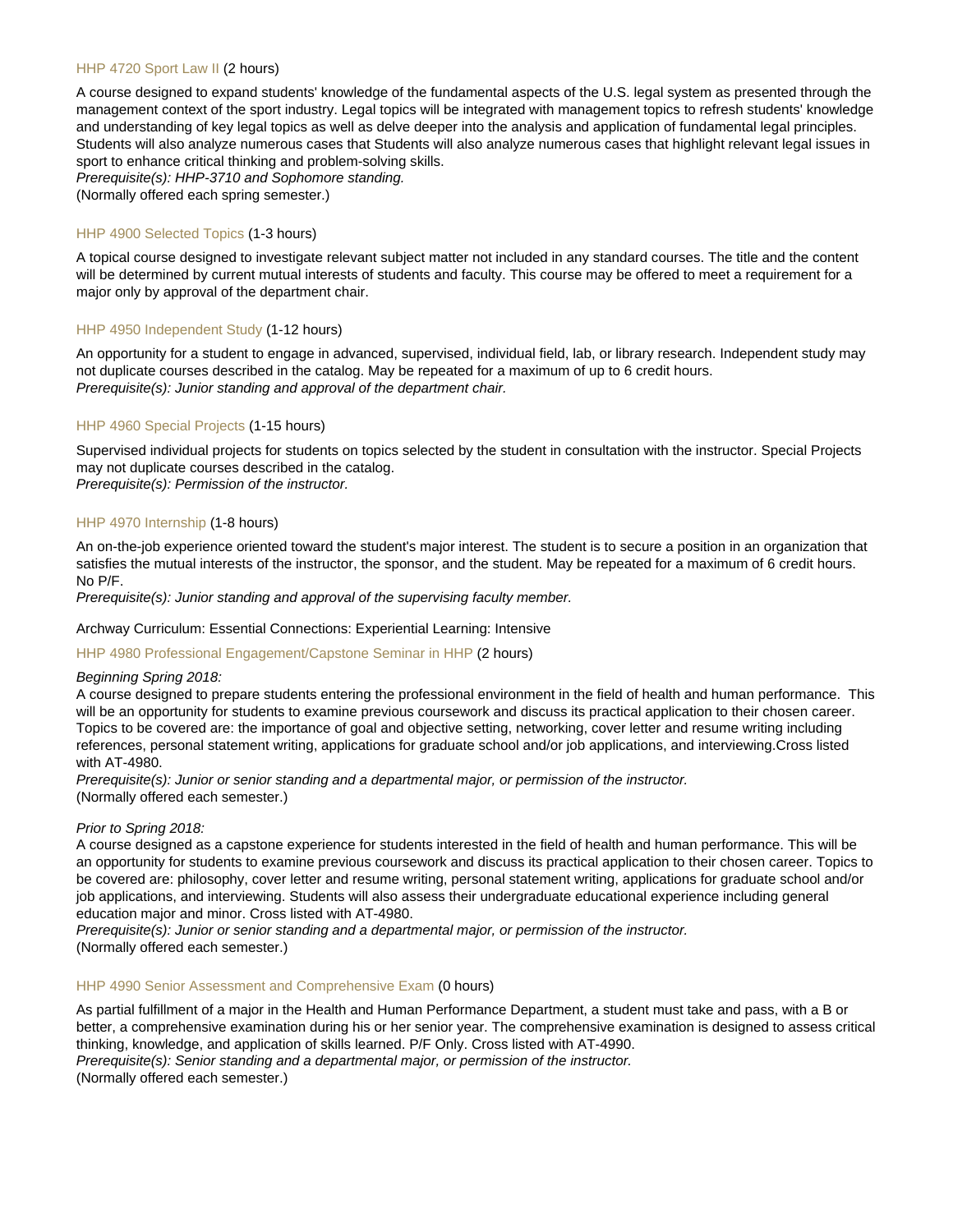### HHP 4720 Sport Law II (2 hours)

A course designed to expand students' knowledge of the fundamental aspects of the U.S. legal system as presented through the management context of the sport industry. Legal topics will be integrated with management topics to refresh students' knowledge and understanding of key legal topics as well as delve deeper into the analysis and application of fundamental legal principles. Students will also analyze numerous cases that Students will also analyze numerous cases that highlight relevant legal issues in sport to enhance critical thinking and problem-solving skills.

*Prerequisite(s): HHP-3710 and Sophomore standing.*

(Normally offered each spring semester.)

### HHP 4900 Selected Topics (1-3 hours)

A topical course designed to investigate relevant subject matter not included in any standard courses. The title and the content will be determined by current mutual interests of students and faculty. This course may be offered to meet a requirement for a major only by approval of the department chair.

### HHP 4950 Independent Study (1-12 hours)

An opportunity for a student to engage in advanced, supervised, individual field, lab, or library research. Independent study may not duplicate courses described in the catalog. May be repeated for a maximum of up to 6 credit hours.

*Prerequisite(s): Junior standing and approval of the department chair.*

### HHP 4960 Special Projects (1-15 hours)

Supervised individual projects for students on topics selected by the student in consultation with the instructor. Special Projects may not duplicate courses described in the catalog.

*Prerequisite(s): Permission of the instructor.*

### HHP 4970 Internship (1-8 hours)

An on-the-job experience oriented toward the student's major interest. The student is to secure a position in an organization that satisfies the mutual interests of the instructor, the sponsor, and the student. May be repeated for a maximum of 6 credit hours. No P/F.

*Prerequisite(s): Junior standing and approval of the supervising faculty member.*

Archway Curriculum: Essential Connections: Experiential Learning: Intensive

### HHP 4980 Professional Engagement/Capstone Seminar in HHP (2 hours)

*Beginning Spring 2018:*

A course designed to prepare students entering the professional environment in the field of health and human performance. This will be an opportunity for students to examine previous coursework and discuss its practical application to their chosen career. Topics to be covered are: the importance of goal and objective setting, networking, cover letter and resume writing including references, personal statement writing, applications for graduate school and/or job applications, and interviewing.Cross listed with AT-4980.

*Prerequisite(s): Junior or senior standing and a departmental major, or permission of the instructor.*

(Normally offered each semester.)

*Prior to Spring 2018:*

A course designed as a capstone experience for students interested in the field of health and human performance. This will be an opportunity for students to examine previous coursework and discuss its practical application to their chosen career. Topics to be covered are: philosophy, cover letter and resume writing, personal statement writing, applications for graduate school and/or job applications, and interviewing. Students will also assess their undergraduate educational experience including general education major and minor. Cross listed with AT-4980.

*Prerequisite(s): Junior or senior standing and a departmental major, or permission of the instructor.*

(Normally offered each semester.)

### HHP 4990 Senior Assessment and Comprehensive Exam (0 hours)

As partial fulfillment of a major in the Health and Human Performance Department, a student must take and pass, with a B or better, a comprehensive examination during his or her senior year. The comprehensive examination is designed to assess critical thinking, knowledge, and application of skills learned. P/F Only. Cross listed with AT-4990.

*Prerequisite(s): Senior standing and a departmental major, or permission of the instructor.*

(Normally offered each semester.)